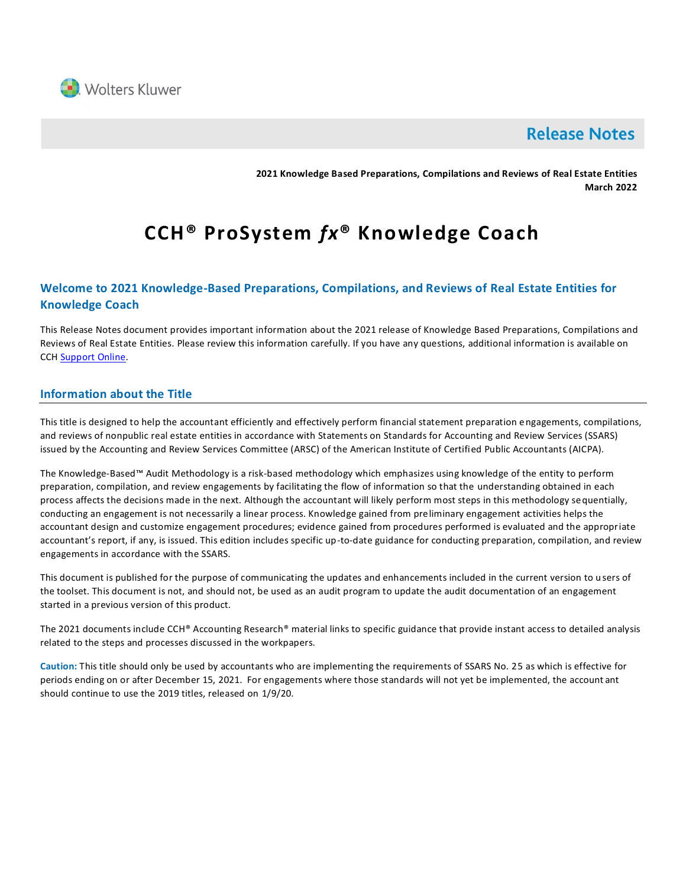Wolters Kluwer

# Release Notes

**2021 Knowledge Based Preparations, Compilations and Reviews of Real Estate Entities**
**March 2022**

# CCH® ProSystem *fx*® Knowledge Coach

## Welcome to 2021 Knowledge-Based Preparations, Compilations, and Reviews of Real Estate Entities for Knowledge Coach

This Release Notes document provides important information about the 2021 release of Knowledge Based Preparations, Compilations and Reviews of Real Estate Entities. Please review this information carefully. If you have any questions, additional information is available on CCH Support Online.

## Information about the Title

This title is designed to help the accountant efficiently and effectively perform financial statement preparation engagements, compilations, and reviews of nonpublic real estate entities in accordance with Statements on Standards for Accounting and Review Services (SSARS) issued by the Accounting and Review Services Committee (ARSC) of the American Institute of Certified Public Accountants (AICPA).

The Knowledge-Based™ Audit Methodology is a risk-based methodology which emphasizes using knowledge of the entity to perform preparation, compilation, and review engagements by facilitating the flow of information so that the understanding obtained in each process affects the decisions made in the next. Although the accountant will likely perform most steps in this methodology sequentially, conducting an engagement is not necessarily a linear process. Knowledge gained from preliminary engagement activities helps the accountant design and customize engagement procedures; evidence gained from procedures performed is evaluated and the appropriate accountant's report, if any, is issued. This edition includes specific up-to-date guidance for conducting preparation, compilation, and review engagements in accordance with the SSARS.

This document is published for the purpose of communicating the updates and enhancements included in the current version to users of the toolset. This document is not, and should not, be used as an audit program to update the audit documentation of an engagement started in a previous version of this product.

The 2021 documents include CCH® Accounting Research® material links to specific guidance that provide instant access to detailed analysis related to the steps and processes discussed in the workpapers.

**Caution:** This title should only be used by accountants who are implementing the requirements of SSARS No. 25 as which is effective for periods ending on or after December 15, 2021. For engagements where those standards will not yet be implemented, the accountant should continue to use the 2019 titles, released on 1/9/20.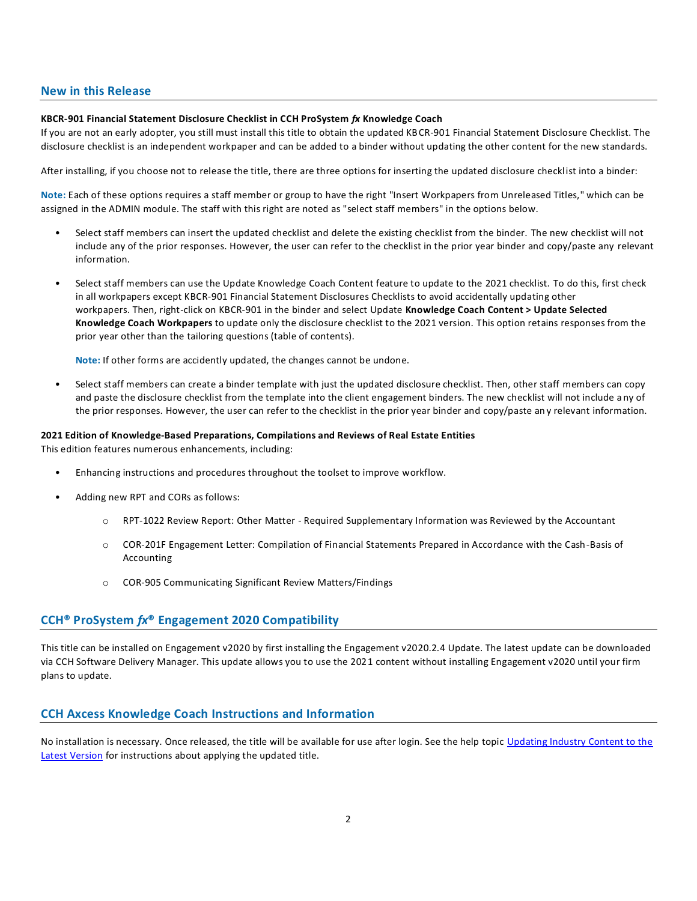## New in this Release

**KBCR-901 Financial Statement Disclosure Checklist in CCH ProSystem *fx* Knowledge Coach**

If you are not an early adopter, you still must install this title to obtain the updated KBCR-901 Financial Statement Disclosure Checklist. The disclosure checklist is an independent workpaper and can be added to a binder without updating the other content for the new standards.

After installing, if you choose not to release the title, there are three options for inserting the updated disclosure checklist into a binder:

**Note:** Each of these options requires a staff member or group to have the right "Insert Workpapers from Unreleased Titles," which can be assigned in the ADMIN module. The staff with this right are noted as "select staff members" in the options below.

- Select staff members can insert the updated checklist and delete the existing checklist from the binder. The new checklist will not include any of the prior responses. However, the user can refer to the checklist in the prior year binder and copy/paste any relevant information.
- Select staff members can use the Update Knowledge Coach Content feature to update to the 2021 checklist. To do this, first check in all workpapers except KBCR-901 Financial Statement Disclosures Checklists to avoid accidentally updating other workpapers. Then, right-click on KBCR-901 in the binder and select Update **Knowledge Coach Content > Update Selected Knowledge Coach Workpapers** to update only the disclosure checklist to the 2021 version. This option retains responses from the prior year other than the tailoring questions (table of contents).

  **Note:** If other forms are accidently updated, the changes cannot be undone.
- Select staff members can create a binder template with just the updated disclosure checklist. Then, other staff members can copy and paste the disclosure checklist from the template into the client engagement binders. The new checklist will not include any of the prior responses. However, the user can refer to the checklist in the prior year binder and copy/paste any relevant information.

**2021 Edition of Knowledge-Based Preparations, Compilations and Reviews of Real Estate Entities**

This edition features numerous enhancements, including:

- Enhancing instructions and procedures throughout the toolset to improve workflow.
- Adding new RPT and CORs as follows:
  - RPT-1022 Review Report: Other Matter - Required Supplementary Information was Reviewed by the Accountant
  - COR-201F Engagement Letter: Compilation of Financial Statements Prepared in Accordance with the Cash-Basis of Accounting
  - COR-905 Communicating Significant Review Matters/Findings

## CCH® ProSystem *fx*® Engagement 2020 Compatibility

This title can be installed on Engagement v2020 by first installing the Engagement v2020.2.4 Update. The latest update can be downloaded via CCH Software Delivery Manager. This update allows you to use the 2021 content without installing Engagement v2020 until your firm plans to update.

## CCH Axcess Knowledge Coach Instructions and Information

No installation is necessary. Once released, the title will be available for use after login. See the help topic Updating Industry Content to the Latest Version for instructions about applying the updated title.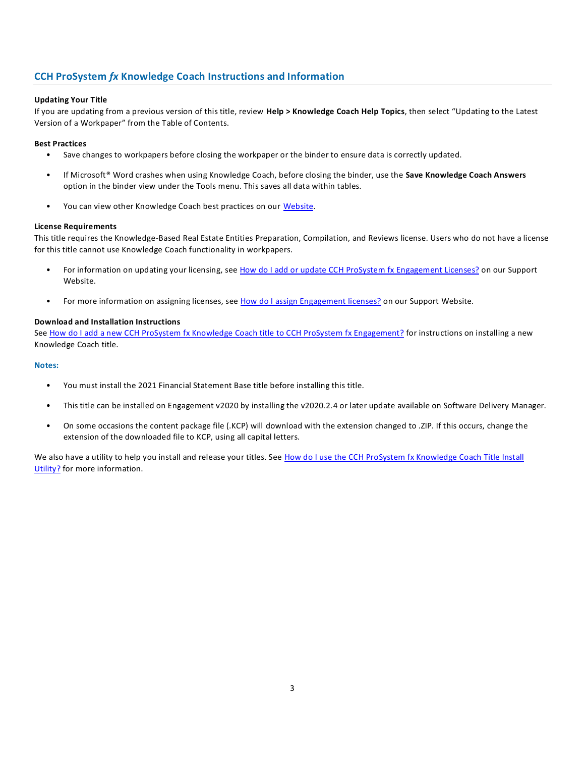## CCH ProSystem *fx* Knowledge Coach Instructions and Information

**Updating Your Title**

If you are updating from a previous version of this title, review **Help > Knowledge Coach Help Topics**, then select "Updating to the Latest Version of a Workpaper" from the Table of Contents.

**Best Practices**

- Save changes to workpapers before closing the workpaper or the binder to ensure data is correctly updated.
- If Microsoft® Word crashes when using Knowledge Coach, before closing the binder, use the **Save Knowledge Coach Answers** option in the binder view under the Tools menu. This saves all data within tables.
- You can view other Knowledge Coach best practices on our Website.

**License Requirements**

This title requires the Knowledge-Based Real Estate Entities Preparation, Compilation, and Reviews license. Users who do not have a license for this title cannot use Knowledge Coach functionality in workpapers.

- For information on updating your licensing, see How do I add or update CCH ProSystem fx Engagement Licenses? on our Support Website.
- For more information on assigning licenses, see How do I assign Engagement licenses? on our Support Website.

**Download and Installation Instructions**

See How do I add a new CCH ProSystem fx Knowledge Coach title to CCH ProSystem fx Engagement? for instructions on installing a new Knowledge Coach title.

**Notes:**

- You must install the 2021 Financial Statement Base title before installing this title.
- This title can be installed on Engagement v2020 by installing the v2020.2.4 or later update available on Software Delivery Manager.
- On some occasions the content package file (.KCP) will download with the extension changed to .ZIP. If this occurs, change the extension of the downloaded file to KCP, using all capital letters.

We also have a utility to help you install and release your titles. See How do I use the CCH ProSystem fx Knowledge Coach Title Install Utility? for more information.